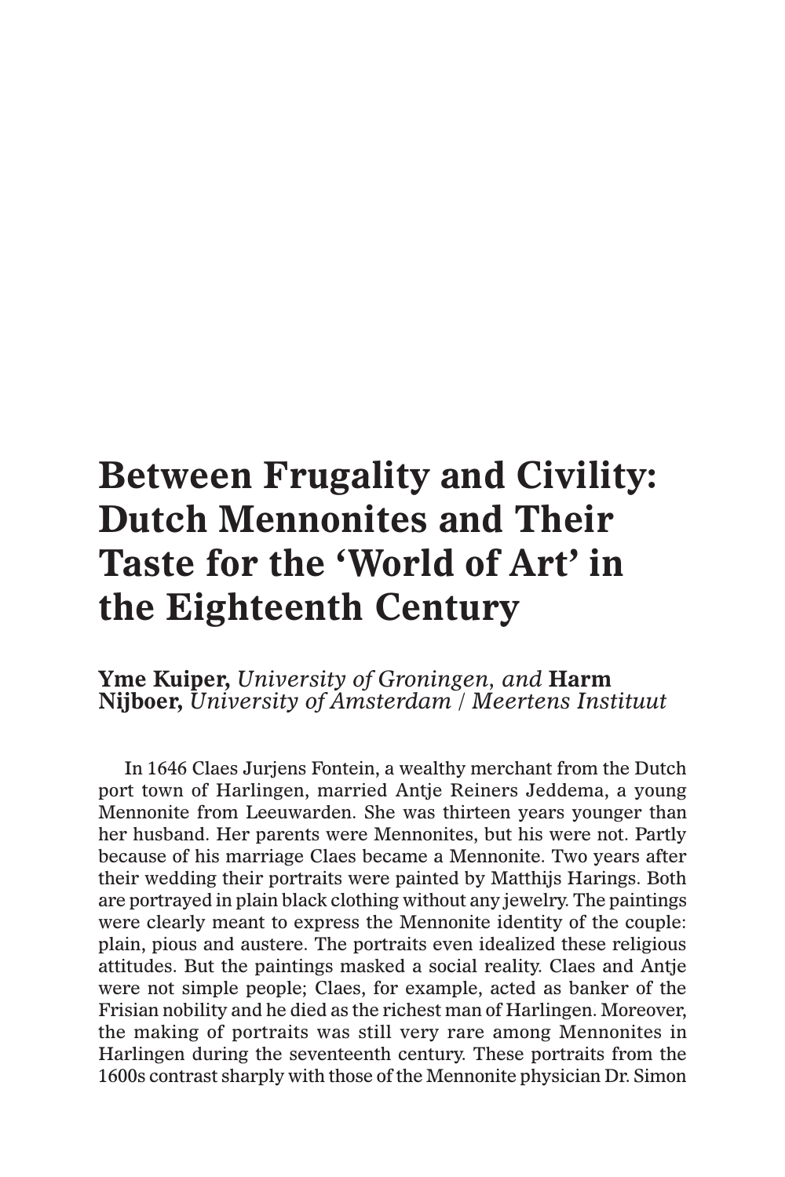# Between Frugality and Civility: Dutch Mennonites and Their Taste for the 'World of Art' in the Eighteenth Century

**Yme Kuiper,** *University of Groningen, and* **Harm Nijboer,** *University of Amsterdam / Meertens Instituut*

In 1646 Claes Jurjens Fontein, a wealthy merchant from the Dutch port town of Harlingen, married Antje Reiners Jeddema, a young Mennonite from Leeuwarden. She was thirteen years younger than her husband. Her parents were Mennonites, but his were not. Partly because of his marriage Claes became a Mennonite. Two years after their wedding their portraits were painted by Matthijs Harings. Both are portrayed in plain black clothing without any jewelry. The paintings were clearly meant to express the Mennonite identity of the couple: plain, pious and austere. The portraits even idealized these religious attitudes. But the paintings masked a social reality. Claes and Antje were not simple people; Claes, for example, acted as banker of the Frisian nobility and he died as the richest man of Harlingen. Moreover, the making of portraits was still very rare among Mennonites in Harlingen during the seventeenth century. These portraits from the 1600s contrast sharply with those of the Mennonite physician Dr. Simon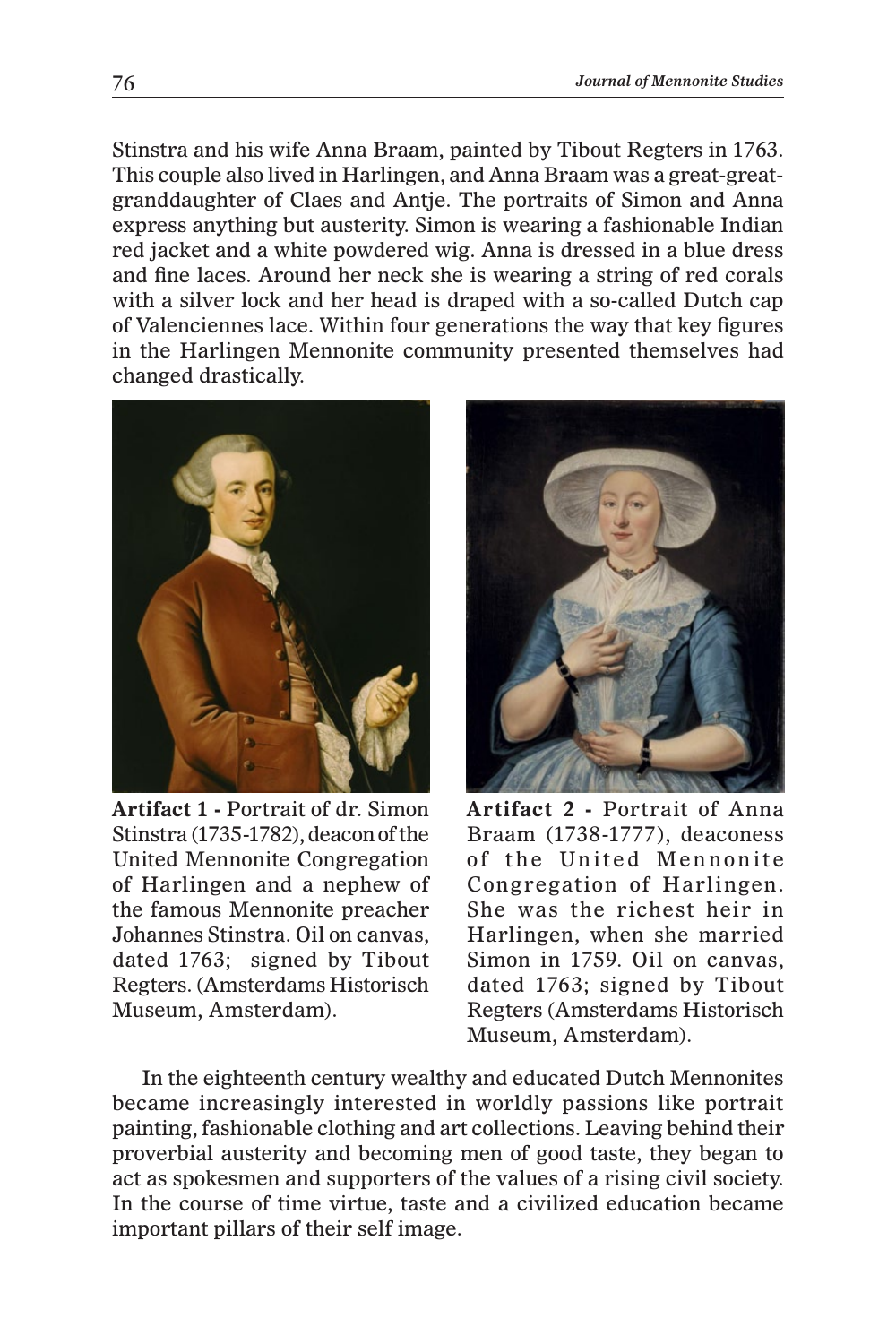Stinstra and his wife Anna Braam, painted by Tibout Regters in 1763. This couple also lived in Harlingen, and Anna Braam was a great-great-granddaughter of Claes and Antje. The portraits of Simon and Anna express anything but austerity. Simon is wearing a fashionable Indian red jacket and a white powdered wig. Anna is dressed in a blue dress and fine laces. Around her neck she is wearing a string of red corals with a silver lock and her head is draped with a so-called Dutch cap of Valenciennes lace. Within four generations the way that key figures in the Harlingen Mennonite community presented themselves had changed drastically.

**Artifact 1 -** Portrait of dr. Simon Stinstra (1735-1782), deacon of the United Mennonite Congregation of Harlingen and a nephew of the famous Mennonite preacher Johannes Stinstra. Oil on canvas, dated 1763; signed by Tibout Regters. (Amsterdams Historisch Museum, Amsterdam).

**Artifact 2 -** Portrait of Anna Braam (1738-1777), deaconess of the United Mennonite Congregation of Harlingen. She was the richest heir in Harlingen, when she married Simon in 1759. Oil on canvas, dated 1763; signed by Tibout Regters (Amsterdams Historisch Museum, Amsterdam).

In the eighteenth century wealthy and educated Dutch Mennonites became increasingly interested in worldly passions like portrait painting, fashionable clothing and art collections. Leaving behind their proverbial austerity and becoming men of good taste, they began to act as spokesmen and supporters of the values of a rising civil society. In the course of time virtue, taste and a civilized education became important pillars of their self image.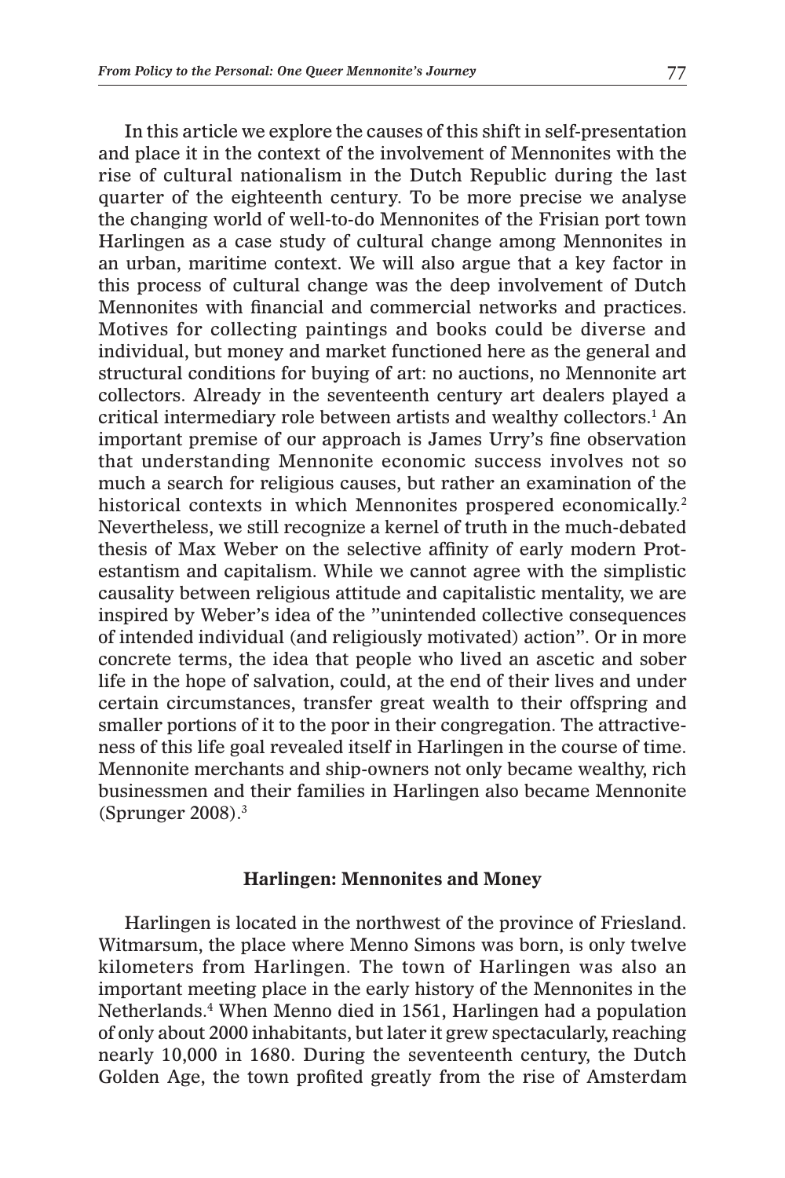In this article we explore the causes of this shift in self-presentation and place it in the context of the involvement of Mennonites with the rise of cultural nationalism in the Dutch Republic during the last quarter of the eighteenth century. To be more precise we analyse the changing world of well-to-do Mennonites of the Frisian port town Harlingen as a case study of cultural change among Mennonites in an urban, maritime context. We will also argue that a key factor in this process of cultural change was the deep involvement of Dutch Mennonites with financial and commercial networks and practices. Motives for collecting paintings and books could be diverse and individual, but money and market functioned here as the general and structural conditions for buying of art: no auctions, no Mennonite art collectors. Already in the seventeenth century art dealers played a critical intermediary role between artists and wealthy collectors.[1] An important premise of our approach is James Urry's fine observation that understanding Mennonite economic success involves not so much a search for religious causes, but rather an examination of the historical contexts in which Mennonites prospered economically.[2] Nevertheless, we still recognize a kernel of truth in the much-debated thesis of Max Weber on the selective affinity of early modern Protestantism and capitalism. While we cannot agree with the simplistic causality between religious attitude and capitalistic mentality, we are inspired by Weber's idea of the "unintended collective consequences of intended individual (and religiously motivated) action". Or in more concrete terms, the idea that people who lived an ascetic and sober life in the hope of salvation, could, at the end of their lives and under certain circumstances, transfer great wealth to their offspring and smaller portions of it to the poor in their congregation. The attractiveness of this life goal revealed itself in Harlingen in the course of time. Mennonite merchants and ship-owners not only became wealthy, rich businessmen and their families in Harlingen also became Mennonite (Sprunger 2008).[3]

## Harlingen: Mennonites and Money

Harlingen is located in the northwest of the province of Friesland. Witmarsum, the place where Menno Simons was born, is only twelve kilometers from Harlingen. The town of Harlingen was also an important meeting place in the early history of the Mennonites in the Netherlands.[4] When Menno died in 1561, Harlingen had a population of only about 2000 inhabitants, but later it grew spectacularly, reaching nearly 10,000 in 1680. During the seventeenth century, the Dutch Golden Age, the town profited greatly from the rise of Amsterdam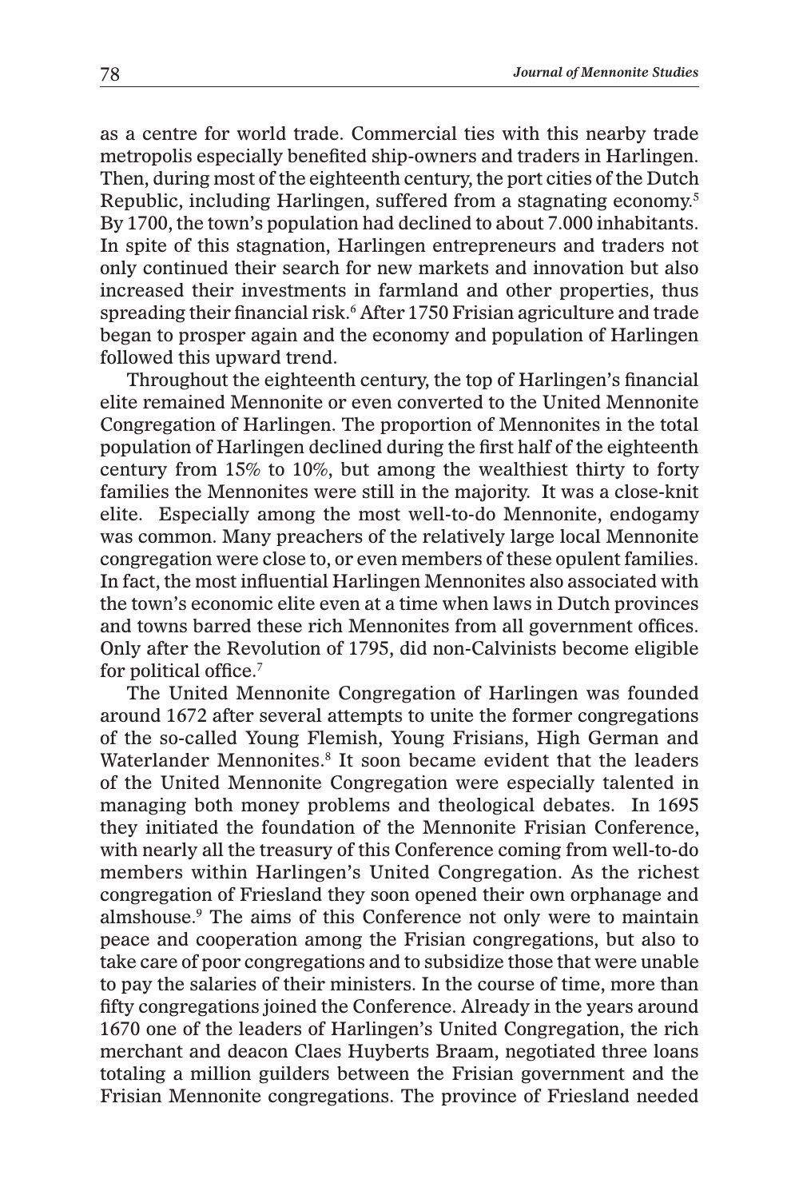as a centre for world trade. Commercial ties with this nearby trade metropolis especially benefited ship-owners and traders in Harlingen. Then, during most of the eighteenth century, the port cities of the Dutch Republic, including Harlingen, suffered from a stagnating economy.[5] By 1700, the town's population had declined to about 7.000 inhabitants. In spite of this stagnation, Harlingen entrepreneurs and traders not only continued their search for new markets and innovation but also increased their investments in farmland and other properties, thus spreading their financial risk.[6] After 1750 Frisian agriculture and trade began to prosper again and the economy and population of Harlingen followed this upward trend.

Throughout the eighteenth century, the top of Harlingen's financial elite remained Mennonite or even converted to the United Mennonite Congregation of Harlingen. The proportion of Mennonites in the total population of Harlingen declined during the first half of the eighteenth century from 15% to 10%, but among the wealthiest thirty to forty families the Mennonites were still in the majority. It was a close-knit elite. Especially among the most well-to-do Mennonite, endogamy was common. Many preachers of the relatively large local Mennonite congregation were close to, or even members of these opulent families. In fact, the most influential Harlingen Mennonites also associated with the town's economic elite even at a time when laws in Dutch provinces and towns barred these rich Mennonites from all government offices. Only after the Revolution of 1795, did non-Calvinists become eligible for political office.[7]

The United Mennonite Congregation of Harlingen was founded around 1672 after several attempts to unite the former congregations of the so-called Young Flemish, Young Frisians, High German and Waterlander Mennonites.[8] It soon became evident that the leaders of the United Mennonite Congregation were especially talented in managing both money problems and theological debates. In 1695 they initiated the foundation of the Mennonite Frisian Conference, with nearly all the treasury of this Conference coming from well-to-do members within Harlingen's United Congregation. As the richest congregation of Friesland they soon opened their own orphanage and almshouse.[9] The aims of this Conference not only were to maintain peace and cooperation among the Frisian congregations, but also to take care of poor congregations and to subsidize those that were unable to pay the salaries of their ministers. In the course of time, more than fifty congregations joined the Conference. Already in the years around 1670 one of the leaders of Harlingen's United Congregation, the rich merchant and deacon Claes Huyberts Braam, negotiated three loans totaling a million guilders between the Frisian government and the Frisian Mennonite congregations. The province of Friesland needed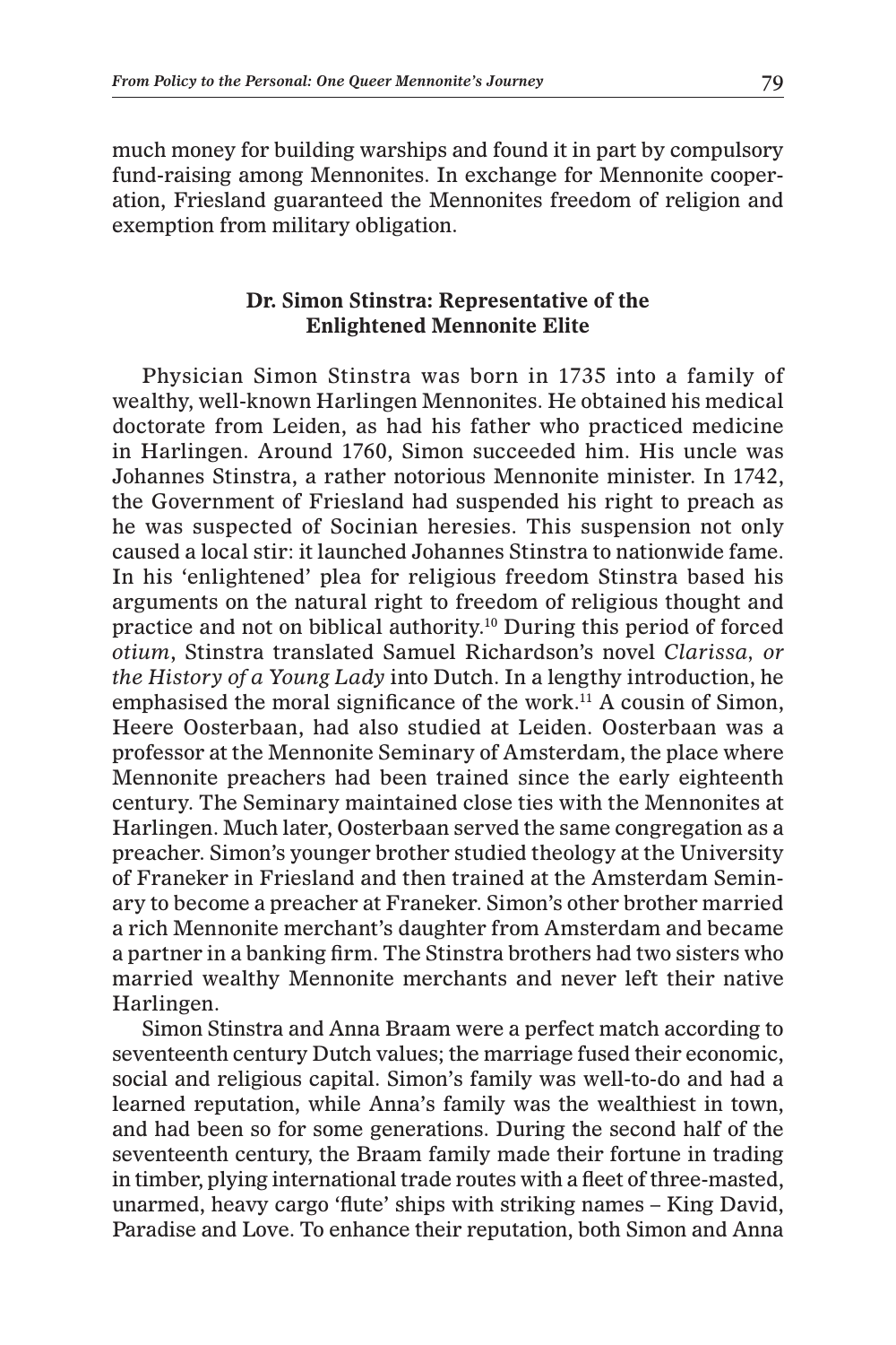much money for building warships and found it in part by compulsory fund-raising among Mennonites. In exchange for Mennonite cooperation, Friesland guaranteed the Mennonites freedom of religion and exemption from military obligation.

### Dr. Simon Stinstra: Representative of the Enlightened Mennonite Elite

Physician Simon Stinstra was born in 1735 into a family of wealthy, well-known Harlingen Mennonites. He obtained his medical doctorate from Leiden, as had his father who practiced medicine in Harlingen. Around 1760, Simon succeeded him. His uncle was Johannes Stinstra, a rather notorious Mennonite minister. In 1742, the Government of Friesland had suspended his right to preach as he was suspected of Socinian heresies. This suspension not only caused a local stir: it launched Johannes Stinstra to nationwide fame. In his 'enlightened' plea for religious freedom Stinstra based his arguments on the natural right to freedom of religious thought and practice and not on biblical authority.[10] During this period of forced *otium*, Stinstra translated Samuel Richardson's novel *Clarissa, or the History of a Young Lady* into Dutch. In a lengthy introduction, he emphasised the moral significance of the work.[11] A cousin of Simon, Heere Oosterbaan, had also studied at Leiden. Oosterbaan was a professor at the Mennonite Seminary of Amsterdam, the place where Mennonite preachers had been trained since the early eighteenth century. The Seminary maintained close ties with the Mennonites at Harlingen. Much later, Oosterbaan served the same congregation as a preacher. Simon's younger brother studied theology at the University of Franeker in Friesland and then trained at the Amsterdam Seminary to become a preacher at Franeker. Simon's other brother married a rich Mennonite merchant's daughter from Amsterdam and became a partner in a banking firm. The Stinstra brothers had two sisters who married wealthy Mennonite merchants and never left their native Harlingen.

Simon Stinstra and Anna Braam were a perfect match according to seventeenth century Dutch values; the marriage fused their economic, social and religious capital. Simon's family was well-to-do and had a learned reputation, while Anna's family was the wealthiest in town, and had been so for some generations. During the second half of the seventeenth century, the Braam family made their fortune in trading in timber, plying international trade routes with a fleet of three-masted, unarmed, heavy cargo 'flute' ships with striking names – King David, Paradise and Love. To enhance their reputation, both Simon and Anna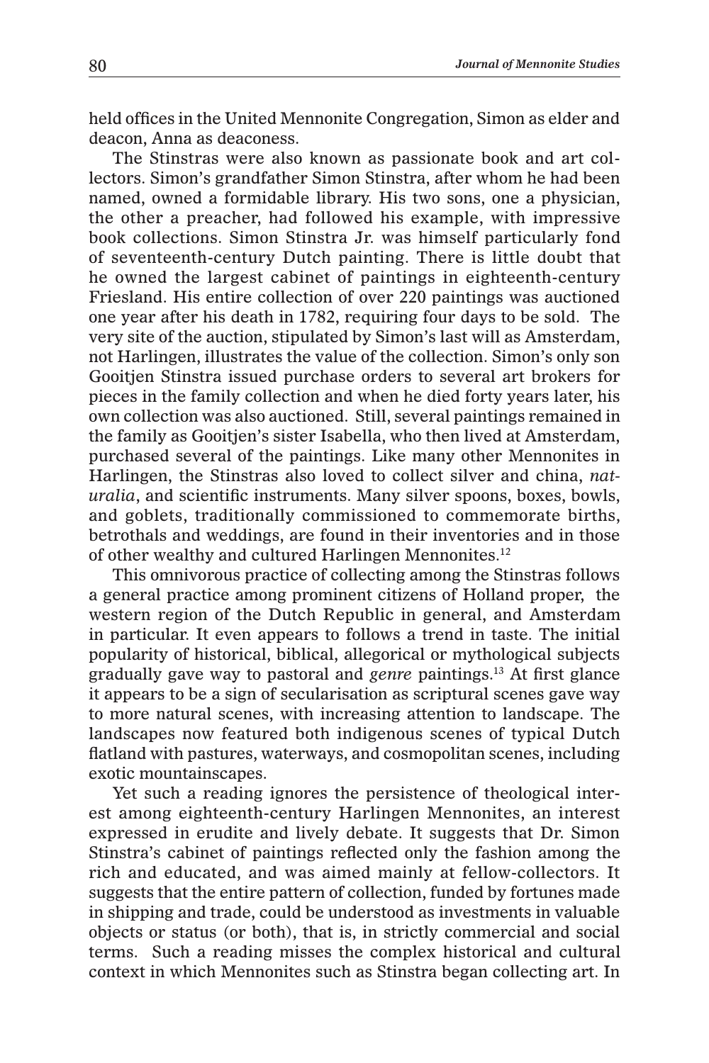held offices in the United Mennonite Congregation, Simon as elder and deacon, Anna as deaconess.

The Stinstras were also known as passionate book and art collectors. Simon's grandfather Simon Stinstra, after whom he had been named, owned a formidable library. His two sons, one a physician, the other a preacher, had followed his example, with impressive book collections. Simon Stinstra Jr. was himself particularly fond of seventeenth-century Dutch painting. There is little doubt that he owned the largest cabinet of paintings in eighteenth-century Friesland. His entire collection of over 220 paintings was auctioned one year after his death in 1782, requiring four days to be sold. The very site of the auction, stipulated by Simon's last will as Amsterdam, not Harlingen, illustrates the value of the collection. Simon's only son Gooitjen Stinstra issued purchase orders to several art brokers for pieces in the family collection and when he died forty years later, his own collection was also auctioned. Still, several paintings remained in the family as Gooitjen's sister Isabella, who then lived at Amsterdam, purchased several of the paintings. Like many other Mennonites in Harlingen, the Stinstras also loved to collect silver and china, *naturalia*, and scientific instruments. Many silver spoons, boxes, bowls, and goblets, traditionally commissioned to commemorate births, betrothals and weddings, are found in their inventories and in those of other wealthy and cultured Harlingen Mennonites.[12]

This omnivorous practice of collecting among the Stinstras follows a general practice among prominent citizens of Holland proper, the western region of the Dutch Republic in general, and Amsterdam in particular. It even appears to follows a trend in taste. The initial popularity of historical, biblical, allegorical or mythological subjects gradually gave way to pastoral and *genre* paintings.[13] At first glance it appears to be a sign of secularisation as scriptural scenes gave way to more natural scenes, with increasing attention to landscape. The landscapes now featured both indigenous scenes of typical Dutch flatland with pastures, waterways, and cosmopolitan scenes, including exotic mountainscapes.

Yet such a reading ignores the persistence of theological interest among eighteenth-century Harlingen Mennonites, an interest expressed in erudite and lively debate. It suggests that Dr. Simon Stinstra's cabinet of paintings reflected only the fashion among the rich and educated, and was aimed mainly at fellow-collectors. It suggests that the entire pattern of collection, funded by fortunes made in shipping and trade, could be understood as investments in valuable objects or status (or both), that is, in strictly commercial and social terms. Such a reading misses the complex historical and cultural context in which Mennonites such as Stinstra began collecting art. In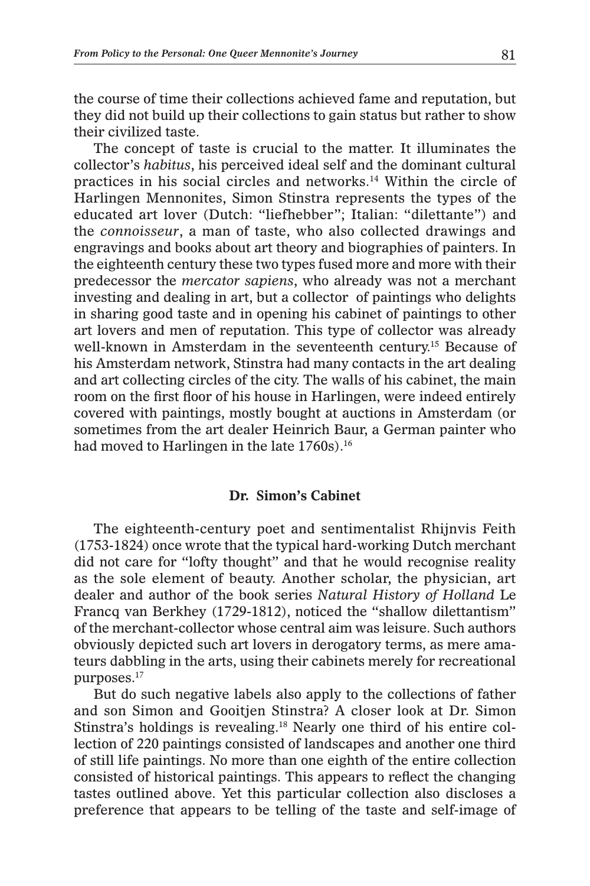the course of time their collections achieved fame and reputation, but they did not build up their collections to gain status but rather to show their civilized taste.

The concept of taste is crucial to the matter. It illuminates the collector's *habitus*, his perceived ideal self and the dominant cultural practices in his social circles and networks.[14] Within the circle of Harlingen Mennonites, Simon Stinstra represents the types of the educated art lover (Dutch: "liefhebber"; Italian: "dilettante") and the *connoisseur*, a man of taste, who also collected drawings and engravings and books about art theory and biographies of painters. In the eighteenth century these two types fused more and more with their predecessor the *mercator sapiens*, who already was not a merchant investing and dealing in art, but a collector of paintings who delights in sharing good taste and in opening his cabinet of paintings to other art lovers and men of reputation. This type of collector was already well-known in Amsterdam in the seventeenth century.[15] Because of his Amsterdam network, Stinstra had many contacts in the art dealing and art collecting circles of the city. The walls of his cabinet, the main room on the first floor of his house in Harlingen, were indeed entirely covered with paintings, mostly bought at auctions in Amsterdam (or sometimes from the art dealer Heinrich Baur, a German painter who had moved to Harlingen in the late 1760s).[16]

## Dr. Simon's Cabinet

The eighteenth-century poet and sentimentalist Rhijnvis Feith (1753-1824) once wrote that the typical hard-working Dutch merchant did not care for "lofty thought" and that he would recognise reality as the sole element of beauty. Another scholar, the physician, art dealer and author of the book series *Natural History of Holland* Le Francq van Berkhey (1729-1812), noticed the "shallow dilettantism" of the merchant-collector whose central aim was leisure. Such authors obviously depicted such art lovers in derogatory terms, as mere amateurs dabbling in the arts, using their cabinets merely for recreational purposes.[17]

But do such negative labels also apply to the collections of father and son Simon and Gooitjen Stinstra? A closer look at Dr. Simon Stinstra's holdings is revealing.[18] Nearly one third of his entire collection of 220 paintings consisted of landscapes and another one third of still life paintings. No more than one eighth of the entire collection consisted of historical paintings. This appears to reflect the changing tastes outlined above. Yet this particular collection also discloses a preference that appears to be telling of the taste and self-image of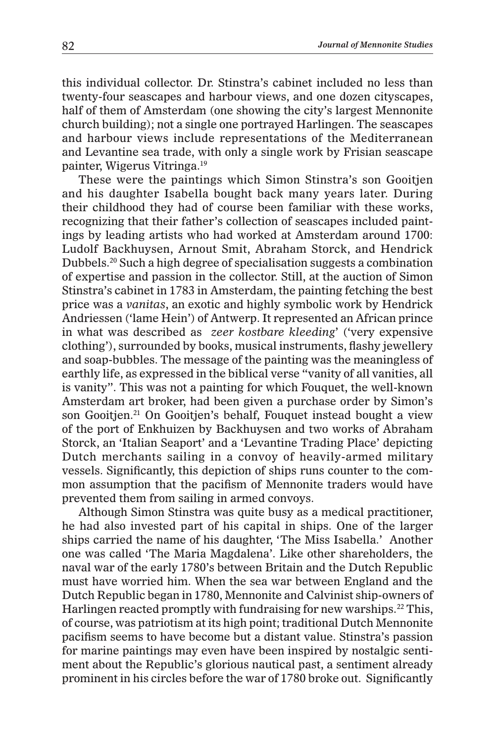this individual collector. Dr. Stinstra's cabinet included no less than twenty-four seascapes and harbour views, and one dozen cityscapes, half of them of Amsterdam (one showing the city's largest Mennonite church building); not a single one portrayed Harlingen. The seascapes and harbour views include representations of the Mediterranean and Levantine sea trade, with only a single work by Frisian seascape painter, Wigerus Vitringa.[19]

These were the paintings which Simon Stinstra's son Gooitjen and his daughter Isabella bought back many years later. During their childhood they had of course been familiar with these works, recognizing that their father's collection of seascapes included paintings by leading artists who had worked at Amsterdam around 1700: Ludolf Backhuysen, Arnout Smit, Abraham Storck, and Hendrick Dubbels.[20] Such a high degree of specialisation suggests a combination of expertise and passion in the collector. Still, at the auction of Simon Stinstra's cabinet in 1783 in Amsterdam, the painting fetching the best price was a *vanitas*, an exotic and highly symbolic work by Hendrick Andriessen ('lame Hein') of Antwerp. It represented an African prince in what was described as *zeer kostbare kleeding*' ('very expensive clothing'), surrounded by books, musical instruments, flashy jewellery and soap-bubbles. The message of the painting was the meaningless of earthly life, as expressed in the biblical verse "vanity of all vanities, all is vanity". This was not a painting for which Fouquet, the well-known Amsterdam art broker, had been given a purchase order by Simon's son Gooitjen.[21] On Gooitjen's behalf, Fouquet instead bought a view of the port of Enkhuizen by Backhuysen and two works of Abraham Storck, an 'Italian Seaport' and a 'Levantine Trading Place' depicting Dutch merchants sailing in a convoy of heavily-armed military vessels. Significantly, this depiction of ships runs counter to the common assumption that the pacifism of Mennonite traders would have prevented them from sailing in armed convoys.

Although Simon Stinstra was quite busy as a medical practitioner, he had also invested part of his capital in ships. One of the larger ships carried the name of his daughter, 'The Miss Isabella.' Another one was called 'The Maria Magdalena'. Like other shareholders, the naval war of the early 1780's between Britain and the Dutch Republic must have worried him. When the sea war between England and the Dutch Republic began in 1780, Mennonite and Calvinist ship-owners of Harlingen reacted promptly with fundraising for new warships.[22] This, of course, was patriotism at its high point; traditional Dutch Mennonite pacifism seems to have become but a distant value. Stinstra's passion for marine paintings may even have been inspired by nostalgic sentiment about the Republic's glorious nautical past, a sentiment already prominent in his circles before the war of 1780 broke out. Significantly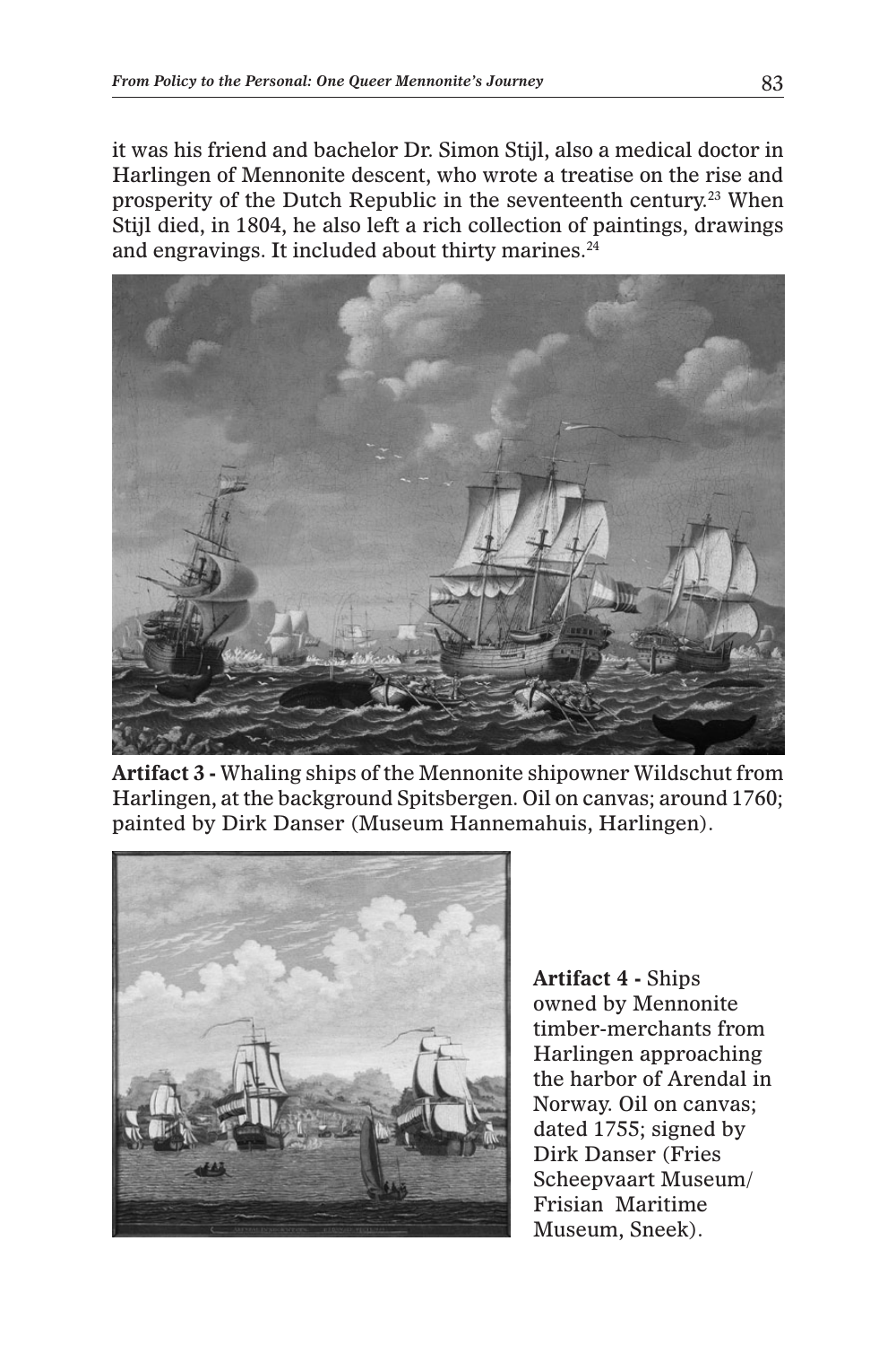it was his friend and bachelor Dr. Simon Stijl, also a medical doctor in Harlingen of Mennonite descent, who wrote a treatise on the rise and prosperity of the Dutch Republic in the seventeenth century.[23] When Stijl died, in 1804, he also left a rich collection of paintings, drawings and engravings. It included about thirty marines.[24]

**Artifact 3 -** Whaling ships of the Mennonite shipowner Wildschut from Harlingen, at the background Spitsbergen. Oil on canvas; around 1760; painted by Dirk Danser (Museum Hannemahuis, Harlingen).

**Artifact 4 -** Ships owned by Mennonite timber-merchants from Harlingen approaching the harbor of Arendal in Norway. Oil on canvas; dated 1755; signed by Dirk Danser (Fries Scheepvaart Museum/ Frisian Maritime Museum, Sneek).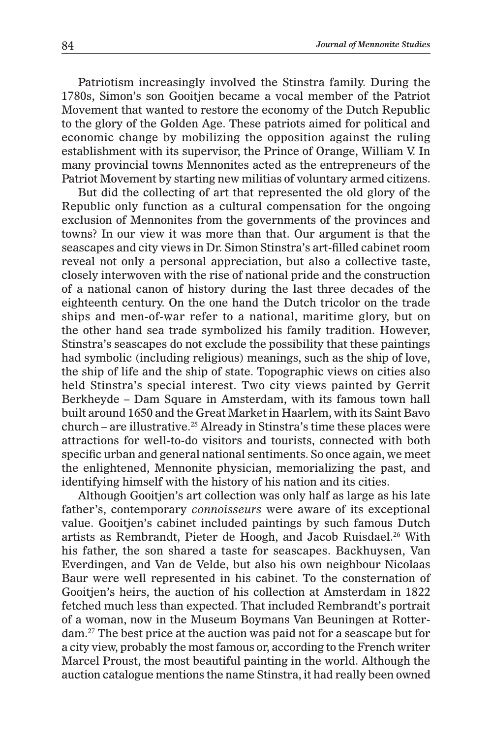Patriotism increasingly involved the Stinstra family. During the 1780s, Simon's son Gooitjen became a vocal member of the Patriot Movement that wanted to restore the economy of the Dutch Republic to the glory of the Golden Age. These patriots aimed for political and economic change by mobilizing the opposition against the ruling establishment with its supervisor, the Prince of Orange, William V. In many provincial towns Mennonites acted as the entrepreneurs of the Patriot Movement by starting new militias of voluntary armed citizens.

But did the collecting of art that represented the old glory of the Republic only function as a cultural compensation for the ongoing exclusion of Mennonites from the governments of the provinces and towns? In our view it was more than that. Our argument is that the seascapes and city views in Dr. Simon Stinstra's art-filled cabinet room reveal not only a personal appreciation, but also a collective taste, closely interwoven with the rise of national pride and the construction of a national canon of history during the last three decades of the eighteenth century. On the one hand the Dutch tricolor on the trade ships and men-of-war refer to a national, maritime glory, but on the other hand sea trade symbolized his family tradition. However, Stinstra's seascapes do not exclude the possibility that these paintings had symbolic (including religious) meanings, such as the ship of love, the ship of life and the ship of state. Topographic views on cities also held Stinstra's special interest. Two city views painted by Gerrit Berkheyde – Dam Square in Amsterdam, with its famous town hall built around 1650 and the Great Market in Haarlem, with its Saint Bavo church – are illustrative.[25] Already in Stinstra's time these places were attractions for well-to-do visitors and tourists, connected with both specific urban and general national sentiments. So once again, we meet the enlightened, Mennonite physician, memorializing the past, and identifying himself with the history of his nation and its cities.

Although Gooitjen's art collection was only half as large as his late father's, contemporary *connoisseurs* were aware of its exceptional value. Gooitjen's cabinet included paintings by such famous Dutch artists as Rembrandt, Pieter de Hoogh, and Jacob Ruisdael.[26] With his father, the son shared a taste for seascapes. Backhuysen, Van Everdingen, and Van de Velde, but also his own neighbour Nicolaas Baur were well represented in his cabinet. To the consternation of Gooitjen's heirs, the auction of his collection at Amsterdam in 1822 fetched much less than expected. That included Rembrandt's portrait of a woman, now in the Museum Boymans Van Beuningen at Rotterdam.[27] The best price at the auction was paid not for a seascape but for a city view, probably the most famous or, according to the French writer Marcel Proust, the most beautiful painting in the world. Although the auction catalogue mentions the name Stinstra, it had really been owned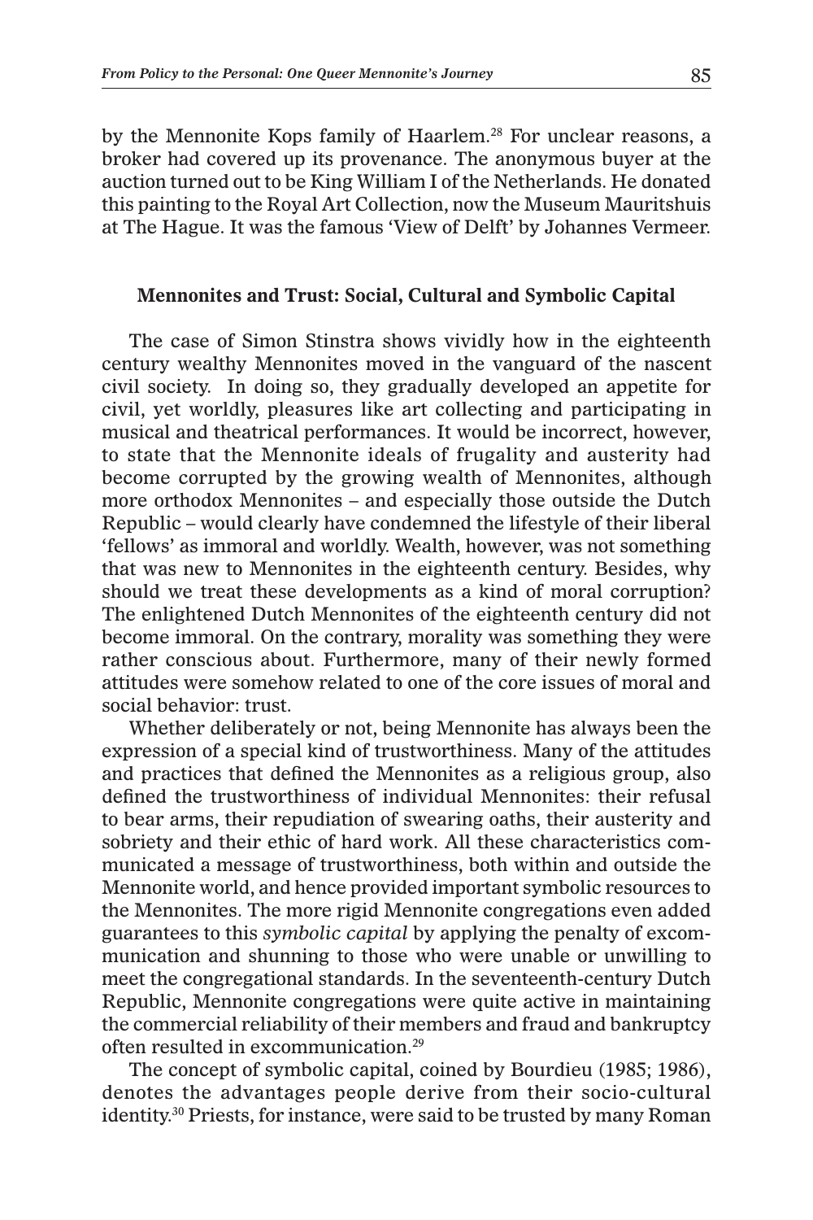by the Mennonite Kops family of Haarlem.[28] For unclear reasons, a broker had covered up its provenance. The anonymous buyer at the auction turned out to be King William I of the Netherlands. He donated this painting to the Royal Art Collection, now the Museum Mauritshuis at The Hague. It was the famous 'View of Delft' by Johannes Vermeer.

## Mennonites and Trust: Social, Cultural and Symbolic Capital

The case of Simon Stinstra shows vividly how in the eighteenth century wealthy Mennonites moved in the vanguard of the nascent civil society. In doing so, they gradually developed an appetite for civil, yet worldly, pleasures like art collecting and participating in musical and theatrical performances. It would be incorrect, however, to state that the Mennonite ideals of frugality and austerity had become corrupted by the growing wealth of Mennonites, although more orthodox Mennonites – and especially those outside the Dutch Republic – would clearly have condemned the lifestyle of their liberal 'fellows' as immoral and worldly. Wealth, however, was not something that was new to Mennonites in the eighteenth century. Besides, why should we treat these developments as a kind of moral corruption? The enlightened Dutch Mennonites of the eighteenth century did not become immoral. On the contrary, morality was something they were rather conscious about. Furthermore, many of their newly formed attitudes were somehow related to one of the core issues of moral and social behavior: trust.

Whether deliberately or not, being Mennonite has always been the expression of a special kind of trustworthiness. Many of the attitudes and practices that defined the Mennonites as a religious group, also defined the trustworthiness of individual Mennonites: their refusal to bear arms, their repudiation of swearing oaths, their austerity and sobriety and their ethic of hard work. All these characteristics communicated a message of trustworthiness, both within and outside the Mennonite world, and hence provided important symbolic resources to the Mennonites. The more rigid Mennonite congregations even added guarantees to this *symbolic capital* by applying the penalty of excommunication and shunning to those who were unable or unwilling to meet the congregational standards. In the seventeenth-century Dutch Republic, Mennonite congregations were quite active in maintaining the commercial reliability of their members and fraud and bankruptcy often resulted in excommunication.[29]

The concept of symbolic capital, coined by Bourdieu (1985; 1986), denotes the advantages people derive from their socio-cultural identity.[30] Priests, for instance, were said to be trusted by many Roman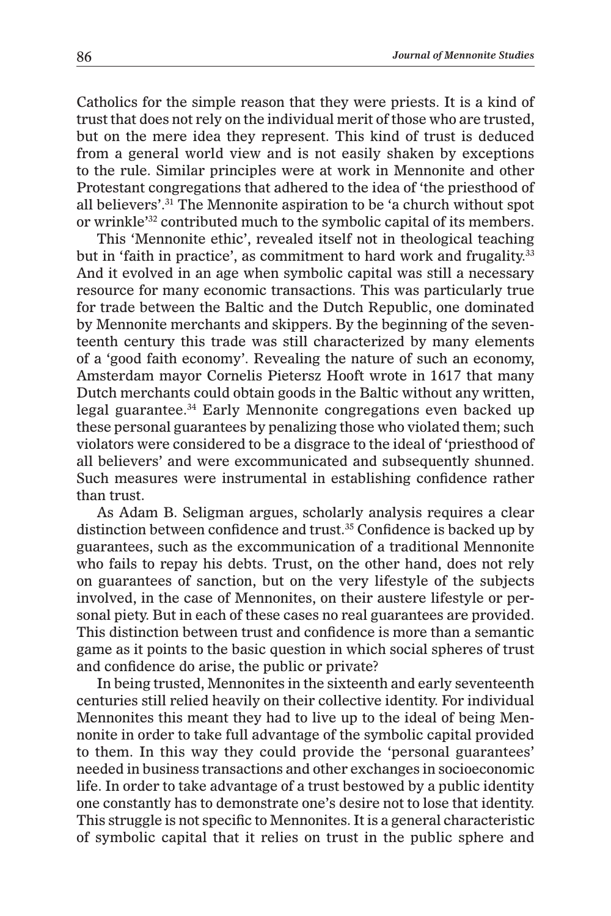Catholics for the simple reason that they were priests. It is a kind of trust that does not rely on the individual merit of those who are trusted, but on the mere idea they represent. This kind of trust is deduced from a general world view and is not easily shaken by exceptions to the rule. Similar principles were at work in Mennonite and other Protestant congregations that adhered to the idea of 'the priesthood of all believers'.[31] The Mennonite aspiration to be 'a church without spot or wrinkle'[32] contributed much to the symbolic capital of its members.

This 'Mennonite ethic', revealed itself not in theological teaching but in 'faith in practice', as commitment to hard work and frugality.[33] And it evolved in an age when symbolic capital was still a necessary resource for many economic transactions. This was particularly true for trade between the Baltic and the Dutch Republic, one dominated by Mennonite merchants and skippers. By the beginning of the seventeenth century this trade was still characterized by many elements of a 'good faith economy'. Revealing the nature of such an economy, Amsterdam mayor Cornelis Pietersz Hooft wrote in 1617 that many Dutch merchants could obtain goods in the Baltic without any written, legal guarantee.[34] Early Mennonite congregations even backed up these personal guarantees by penalizing those who violated them; such violators were considered to be a disgrace to the ideal of 'priesthood of all believers' and were excommunicated and subsequently shunned. Such measures were instrumental in establishing confidence rather than trust.

As Adam B. Seligman argues, scholarly analysis requires a clear distinction between confidence and trust.[35] Confidence is backed up by guarantees, such as the excommunication of a traditional Mennonite who fails to repay his debts. Trust, on the other hand, does not rely on guarantees of sanction, but on the very lifestyle of the subjects involved, in the case of Mennonites, on their austere lifestyle or personal piety. But in each of these cases no real guarantees are provided. This distinction between trust and confidence is more than a semantic game as it points to the basic question in which social spheres of trust and confidence do arise, the public or private?

In being trusted, Mennonites in the sixteenth and early seventeenth centuries still relied heavily on their collective identity. For individual Mennonites this meant they had to live up to the ideal of being Mennonite in order to take full advantage of the symbolic capital provided to them. In this way they could provide the 'personal guarantees' needed in business transactions and other exchanges in socioeconomic life. In order to take advantage of a trust bestowed by a public identity one constantly has to demonstrate one's desire not to lose that identity. This struggle is not specific to Mennonites. It is a general characteristic of symbolic capital that it relies on trust in the public sphere and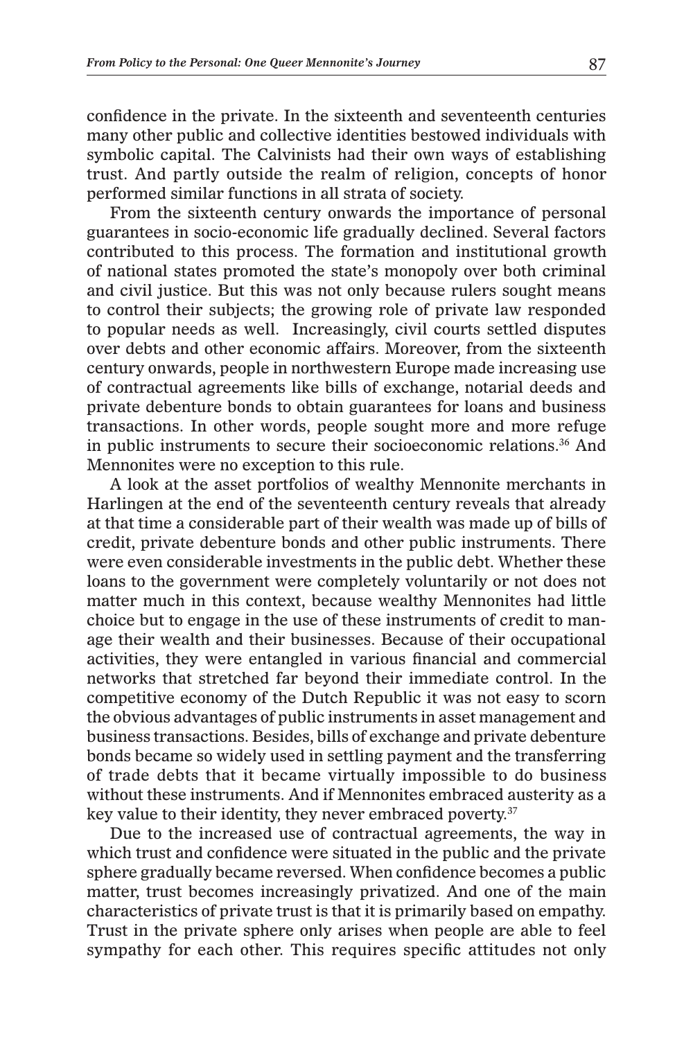confidence in the private. In the sixteenth and seventeenth centuries many other public and collective identities bestowed individuals with symbolic capital. The Calvinists had their own ways of establishing trust. And partly outside the realm of religion, concepts of honor performed similar functions in all strata of society.

From the sixteenth century onwards the importance of personal guarantees in socio-economic life gradually declined. Several factors contributed to this process. The formation and institutional growth of national states promoted the state's monopoly over both criminal and civil justice. But this was not only because rulers sought means to control their subjects; the growing role of private law responded to popular needs as well. Increasingly, civil courts settled disputes over debts and other economic affairs. Moreover, from the sixteenth century onwards, people in northwestern Europe made increasing use of contractual agreements like bills of exchange, notarial deeds and private debenture bonds to obtain guarantees for loans and business transactions. In other words, people sought more and more refuge in public instruments to secure their socioeconomic relations.[36] And Mennonites were no exception to this rule.

A look at the asset portfolios of wealthy Mennonite merchants in Harlingen at the end of the seventeenth century reveals that already at that time a considerable part of their wealth was made up of bills of credit, private debenture bonds and other public instruments. There were even considerable investments in the public debt. Whether these loans to the government were completely voluntarily or not does not matter much in this context, because wealthy Mennonites had little choice but to engage in the use of these instruments of credit to manage their wealth and their businesses. Because of their occupational activities, they were entangled in various financial and commercial networks that stretched far beyond their immediate control. In the competitive economy of the Dutch Republic it was not easy to scorn the obvious advantages of public instruments in asset management and business transactions. Besides, bills of exchange and private debenture bonds became so widely used in settling payment and the transferring of trade debts that it became virtually impossible to do business without these instruments. And if Mennonites embraced austerity as a key value to their identity, they never embraced poverty.[37]

Due to the increased use of contractual agreements, the way in which trust and confidence were situated in the public and the private sphere gradually became reversed. When confidence becomes a public matter, trust becomes increasingly privatized. And one of the main characteristics of private trust is that it is primarily based on empathy. Trust in the private sphere only arises when people are able to feel sympathy for each other. This requires specific attitudes not only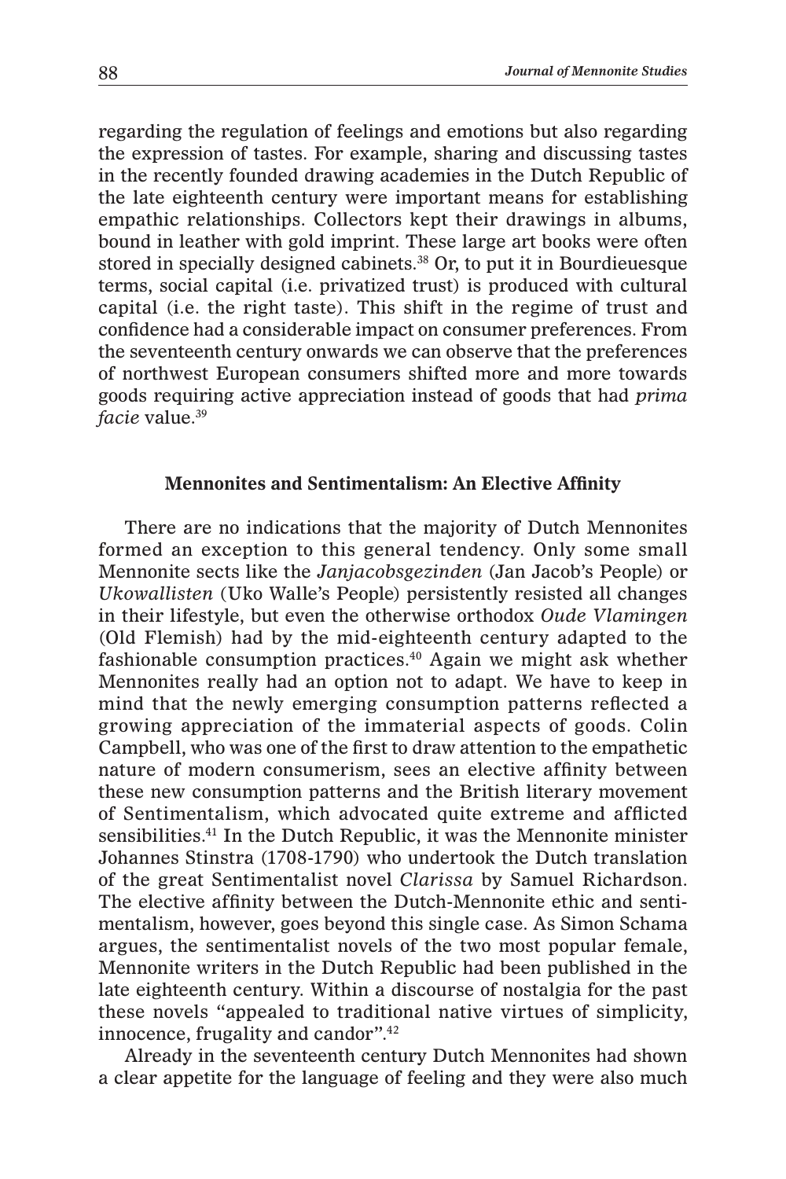regarding the regulation of feelings and emotions but also regarding the expression of tastes. For example, sharing and discussing tastes in the recently founded drawing academies in the Dutch Republic of the late eighteenth century were important means for establishing empathic relationships. Collectors kept their drawings in albums, bound in leather with gold imprint. These large art books were often stored in specially designed cabinets.[38] Or, to put it in Bourdieuesque terms, social capital (i.e. privatized trust) is produced with cultural capital (i.e. the right taste). This shift in the regime of trust and confidence had a considerable impact on consumer preferences. From the seventeenth century onwards we can observe that the preferences of northwest European consumers shifted more and more towards goods requiring active appreciation instead of goods that had *prima facie* value.[39]

### Mennonites and Sentimentalism: An Elective Affinity

There are no indications that the majority of Dutch Mennonites formed an exception to this general tendency. Only some small Mennonite sects like the *Janjacobsgezinden* (Jan Jacob's People) or *Ukowallisten* (Uko Walle's People) persistently resisted all changes in their lifestyle, but even the otherwise orthodox *Oude Vlamingen* (Old Flemish) had by the mid-eighteenth century adapted to the fashionable consumption practices.[40] Again we might ask whether Mennonites really had an option not to adapt. We have to keep in mind that the newly emerging consumption patterns reflected a growing appreciation of the immaterial aspects of goods. Colin Campbell, who was one of the first to draw attention to the empathetic nature of modern consumerism, sees an elective affinity between these new consumption patterns and the British literary movement of Sentimentalism, which advocated quite extreme and afflicted sensibilities.[41] In the Dutch Republic, it was the Mennonite minister Johannes Stinstra (1708-1790) who undertook the Dutch translation of the great Sentimentalist novel *Clarissa* by Samuel Richardson. The elective affinity between the Dutch-Mennonite ethic and sentimentalism, however, goes beyond this single case. As Simon Schama argues, the sentimentalist novels of the two most popular female, Mennonite writers in the Dutch Republic had been published in the late eighteenth century. Within a discourse of nostalgia for the past these novels "appealed to traditional native virtues of simplicity, innocence, frugality and candor".[42]

Already in the seventeenth century Dutch Mennonites had shown a clear appetite for the language of feeling and they were also much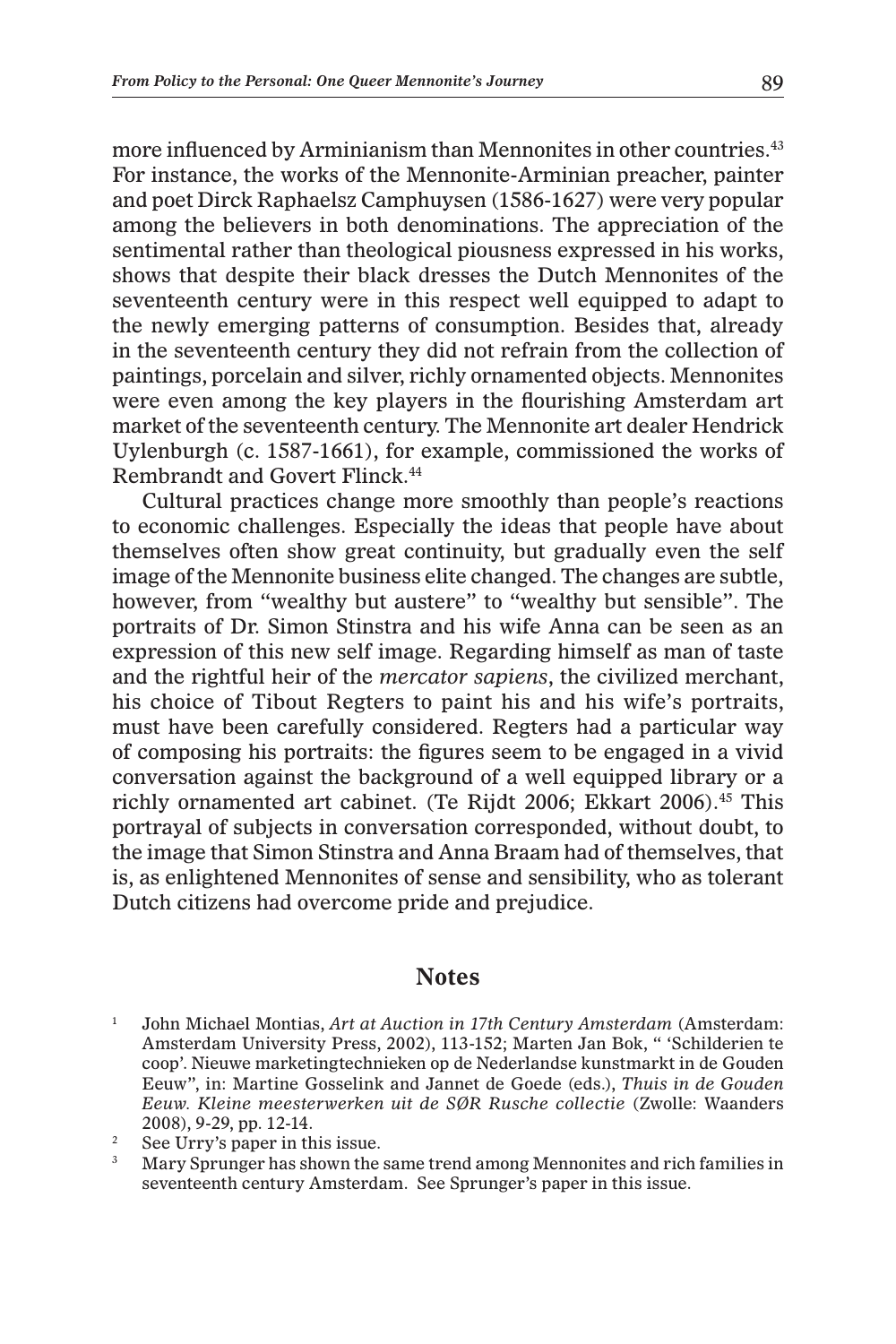more influenced by Arminianism than Mennonites in other countries.[43] For instance, the works of the Mennonite-Arminian preacher, painter and poet Dirck Raphaelsz Camphuysen (1586-1627) were very popular among the believers in both denominations. The appreciation of the sentimental rather than theological piousness expressed in his works, shows that despite their black dresses the Dutch Mennonites of the seventeenth century were in this respect well equipped to adapt to the newly emerging patterns of consumption. Besides that, already in the seventeenth century they did not refrain from the collection of paintings, porcelain and silver, richly ornamented objects. Mennonites were even among the key players in the flourishing Amsterdam art market of the seventeenth century. The Mennonite art dealer Hendrick Uylenburgh (c. 1587-1661), for example, commissioned the works of Rembrandt and Govert Flinck.[44]

Cultural practices change more smoothly than people's reactions to economic challenges. Especially the ideas that people have about themselves often show great continuity, but gradually even the self image of the Mennonite business elite changed. The changes are subtle, however, from "wealthy but austere" to "wealthy but sensible". The portraits of Dr. Simon Stinstra and his wife Anna can be seen as an expression of this new self image. Regarding himself as man of taste and the rightful heir of the *mercator sapiens*, the civilized merchant, his choice of Tibout Regters to paint his and his wife's portraits, must have been carefully considered. Regters had a particular way of composing his portraits: the figures seem to be engaged in a vivid conversation against the background of a well equipped library or a richly ornamented art cabinet. (Te Rijdt 2006; Ekkart 2006).[45] This portrayal of subjects in conversation corresponded, without doubt, to the image that Simon Stinstra and Anna Braam had of themselves, that is, as enlightened Mennonites of sense and sensibility, who as tolerant Dutch citizens had overcome pride and prejudice.

## Notes

1. John Michael Montias, *Art at Auction in 17th Century Amsterdam* (Amsterdam: Amsterdam University Press, 2002), 113-152; Marten Jan Bok, " 'Schilderien te coop'. Nieuwe marketingtechnieken op de Nederlandse kunstmarkt in de Gouden Eeuw", in: Martine Gosselink and Jannet de Goede (eds.), *Thuis in de Gouden Eeuw. Kleine meesterwerken uit de SØR Rusche collectie* (Zwolle: Waanders 2008), 9-29, pp. 12-14.
2. See Urry's paper in this issue.
3. Mary Sprunger has shown the same trend among Mennonites and rich families in seventeenth century Amsterdam. See Sprunger's paper in this issue.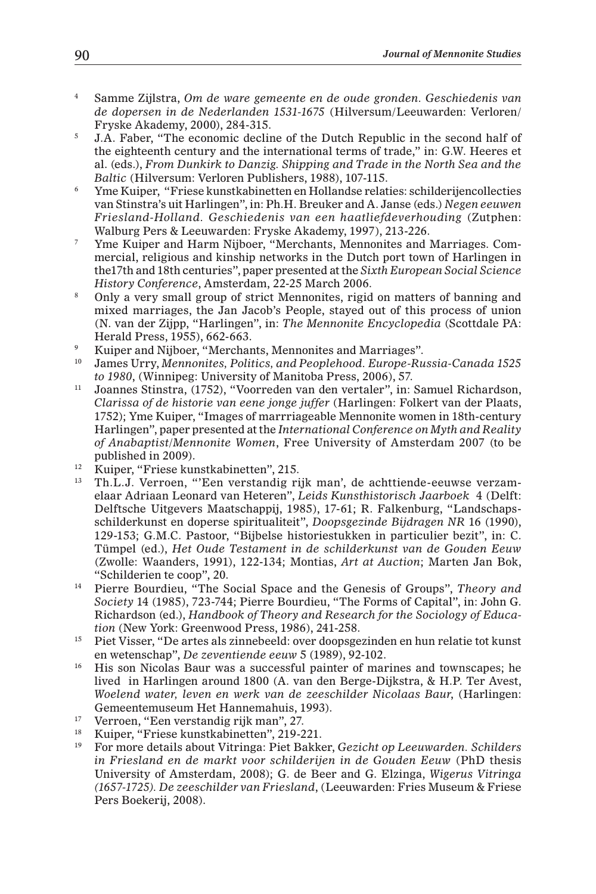4. Samme Zijlstra, *Om de ware gemeente en de oude gronden. Geschiedenis van de dopersen in de Nederlanden 1531-1675* (Hilversum/Leeuwarden: Verloren/ Fryske Akademy, 2000), 284-315.
5. J.A. Faber, "The economic decline of the Dutch Republic in the second half of the eighteenth century and the international terms of trade," in: G.W. Heeres et al. (eds.), *From Dunkirk to Danzig. Shipping and Trade in the North Sea and the Baltic* (Hilversum: Verloren Publishers, 1988), 107-115.
6. Yme Kuiper, "Friese kunstkabinetten en Hollandse relaties: schilderijencollecties van Stinstra's uit Harlingen", in: Ph.H. Breuker and A. Janse (eds.) *Negen eeuwen Friesland-Holland. Geschiedenis van een haatliefdeverhouding* (Zutphen: Walburg Pers & Leeuwarden: Fryske Akademy, 1997), 213-226.
7. Yme Kuiper and Harm Nijboer, "Merchants, Mennonites and Marriages. Commercial, religious and kinship networks in the Dutch port town of Harlingen in the17th and 18th centuries", paper presented at the *Sixth European Social Science History Conference*, Amsterdam, 22-25 March 2006.
8. Only a very small group of strict Mennonites, rigid on matters of banning and mixed marriages, the Jan Jacob's People, stayed out of this process of union (N. van der Zijpp, "Harlingen", in: *The Mennonite Encyclopedia* (Scottdale PA: Herald Press, 1955), 662-663.
9. Kuiper and Nijboer, "Merchants, Mennonites and Marriages".
10. James Urry, *Mennonites, Politics, and Peoplehood. Europe-Russia-Canada 1525 to 1980*, (Winnipeg: University of Manitoba Press, 2006), 57.
11. Joannes Stinstra, (1752), "Voorreden van den vertaler", in: Samuel Richardson, *Clarissa of de historie van eene jonge juffer* (Harlingen: Folkert van der Plaats, 1752); Yme Kuiper, "Images of marrriageable Mennonite women in 18th-century Harlingen", paper presented at the *International Conference on Myth and Reality of Anabaptist/Mennonite Women*, Free University of Amsterdam 2007 (to be published in 2009).
12. Kuiper, "Friese kunstkabinetten", 215.
13. Th.L.J. Verroen, "'Een verstandig rijk man', de achttiende-eeuwse verzamelaar Adriaan Leonard van Heteren", *Leids Kunsthistorisch Jaarboek* 4 (Delft: Delftsche Uitgevers Maatschappij, 1985), 17-61; R. Falkenburg, "Landschapsschilderkunst en doperse spiritualiteit", *Doopsgezinde Bijdragen NR* 16 (1990), 129-153; G.M.C. Pastoor, "Bijbelse historiestukken in particulier bezit", in: C. Tümpel (ed.), *Het Oude Testament in de schilderkunst van de Gouden Eeuw* (Zwolle: Waanders, 1991), 122-134; Montias, *Art at Auction*; Marten Jan Bok, "Schilderien te coop", 20.
14. Pierre Bourdieu, "The Social Space and the Genesis of Groups", *Theory and Society* 14 (1985), 723-744; Pierre Bourdieu, "The Forms of Capital", in: John G. Richardson (ed.), *Handbook of Theory and Research for the Sociology of Education* (New York: Greenwood Press, 1986), 241-258.
15. Piet Visser, "De artes als zinnebeeld: over doopsgezinden en hun relatie tot kunst en wetenschap", *De zeventiende eeuw* 5 (1989), 92-102.
16. His son Nicolas Baur was a successful painter of marines and townscapes; he lived in Harlingen around 1800 (A. van den Berge-Dijkstra, & H.P. Ter Avest, *Woelend water, leven en werk van de zeeschilder Nicolaas Baur*, (Harlingen: Gemeentemuseum Het Hannemahuis, 1993).
17. Verroen, "Een verstandig rijk man", 27.
18. Kuiper, "Friese kunstkabinetten", 219-221.
19. For more details about Vitringa: Piet Bakker, *Gezicht op Leeuwarden. Schilders in Friesland en de markt voor schilderijen in de Gouden Eeuw* (PhD thesis University of Amsterdam, 2008); G. de Beer and G. Elzinga, *Wigerus Vitringa (1657-1725). De zeeschilder van Friesland*, (Leeuwarden: Fries Museum & Friese Pers Boekerij, 2008).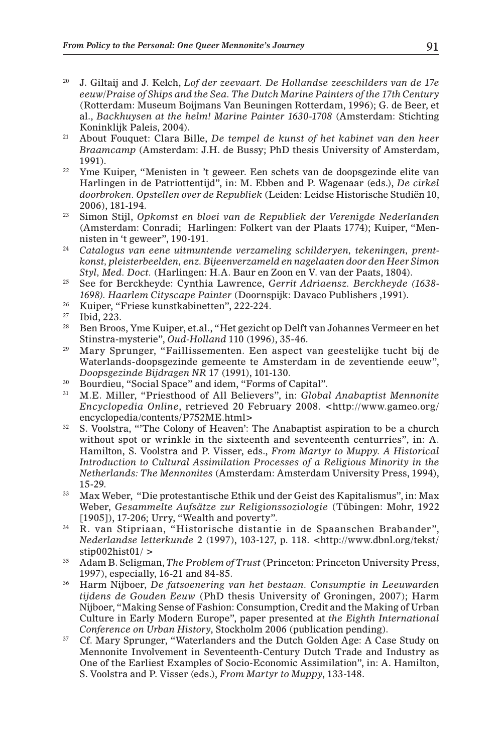20. J. Giltaij and J. Kelch, *Lof der zeevaart. De Hollandse zeeschilders van de 17e eeuw/Praise of Ships and the Sea. The Dutch Marine Painters of the 17th Century* (Rotterdam: Museum Boijmans Van Beuningen Rotterdam, 1996); G. de Beer, et al., *Backhuysen at the helm! Marine Painter 1630-1708* (Amsterdam: Stichting Koninklijk Paleis, 2004).
21. About Fouquet: Clara Bille, *De tempel de kunst of het kabinet van den heer Braamcamp* (Amsterdam: J.H. de Bussy; PhD thesis University of Amsterdam, 1991).
22. Yme Kuiper, "Menisten in 't geweer. Een schets van de doopsgezinde elite van Harlingen in de Patriottentijd", in: M. Ebben and P. Wagenaar (eds.), *De cirkel doorbroken. Opstellen over de Republiek* (Leiden: Leidse Historische Studiën 10, 2006), 181-194.
23. Simon Stijl, *Opkomst en bloei van de Republiek der Verenigde Nederlanden* (Amsterdam: Conradi; Harlingen: Folkert van der Plaats 1774); Kuiper, "Menisten in 't geweer", 190-191.
24. *Catalogus van eene uitmuntende verzameling schilderyen, tekeningen, prentkonst, pleisterbeelden, enz. Bijeenverzameld en nagelaaten door den Heer Simon Styl, Med. Doct.* (Harlingen: H.A. Baur en Zoon en V. van der Paats, 1804).
25. See for Berckheyde: Cynthia Lawrence, *Gerrit Adriaensz. Berckheyde (1638-1698). Haarlem Cityscape Painter* (Doornspijk: Davaco Publishers ,1991).
26. Kuiper, "Friese kunstkabinetten", 222-224.
27. Ibid, 223.
28. Ben Broos, Yme Kuiper, et.al., "Het gezicht op Delft van Johannes Vermeer en het Stinstra-mysterie", *Oud-Holland* 110 (1996), 35-46.
29. Mary Sprunger, "Faillissementen. Een aspect van geestelijke tucht bij de Waterlands-doopsgezinde gemeente te Amsterdam in de zeventiende eeuw", *Doopsgezinde Bijdragen NR* 17 (1991), 101-130.
30. Bourdieu, "Social Space" and idem, "Forms of Capital".
31. M.E. Miller, "Priesthood of All Believers", in: *Global Anabaptist Mennonite Encyclopedia Online*, retrieved 20 February 2008. <http://www.gameo.org/encyclopedia/contents/P752ME.html>
32. S. Voolstra, "'The Colony of Heaven': The Anabaptist aspiration to be a church without spot or wrinkle in the sixteenth and seventeenth centurries", in: A. Hamilton, S. Voolstra and P. Visser, eds., *From Martyr to Muppy. A Historical Introduction to Cultural Assimilation Processes of a Religious Minority in the Netherlands: The Mennonites* (Amsterdam: Amsterdam University Press, 1994), 15-29.
33. Max Weber, "Die protestantische Ethik und der Geist des Kapitalismus", in: Max Weber, *Gesammelte Aufsätze zur Religionssoziologie* (Tübingen: Mohr, 1922 [1905]), 17-206; Urry, "Wealth and poverty".
34. R. van Stipriaan, "Historische distantie in de Spaanschen Brabander", *Nederlandse letterkunde* 2 (1997), 103-127, p. 118. <http://www.dbnl.org/tekst/stip002hist01/ >
35. Adam B. Seligman, *The Problem of Trust* (Princeton: Princeton University Press, 1997), especially, 16-21 and 84-85.
36. Harm Nijboer, *De fatsoenering van het bestaan. Consumptie in Leeuwarden tijdens de Gouden Eeuw* (PhD thesis University of Groningen, 2007); Harm Nijboer, "Making Sense of Fashion: Consumption, Credit and the Making of Urban Culture in Early Modern Europe", paper presented at *the Eighth International Conference on Urban History*, Stockholm 2006 (publication pending).
37. Cf. Mary Sprunger, "Waterlanders and the Dutch Golden Age: A Case Study on Mennonite Involvement in Seventeenth-Century Dutch Trade and Industry as One of the Earliest Examples of Socio-Economic Assimilation", in: A. Hamilton, S. Voolstra and P. Visser (eds.), *From Martyr to Muppy*, 133-148.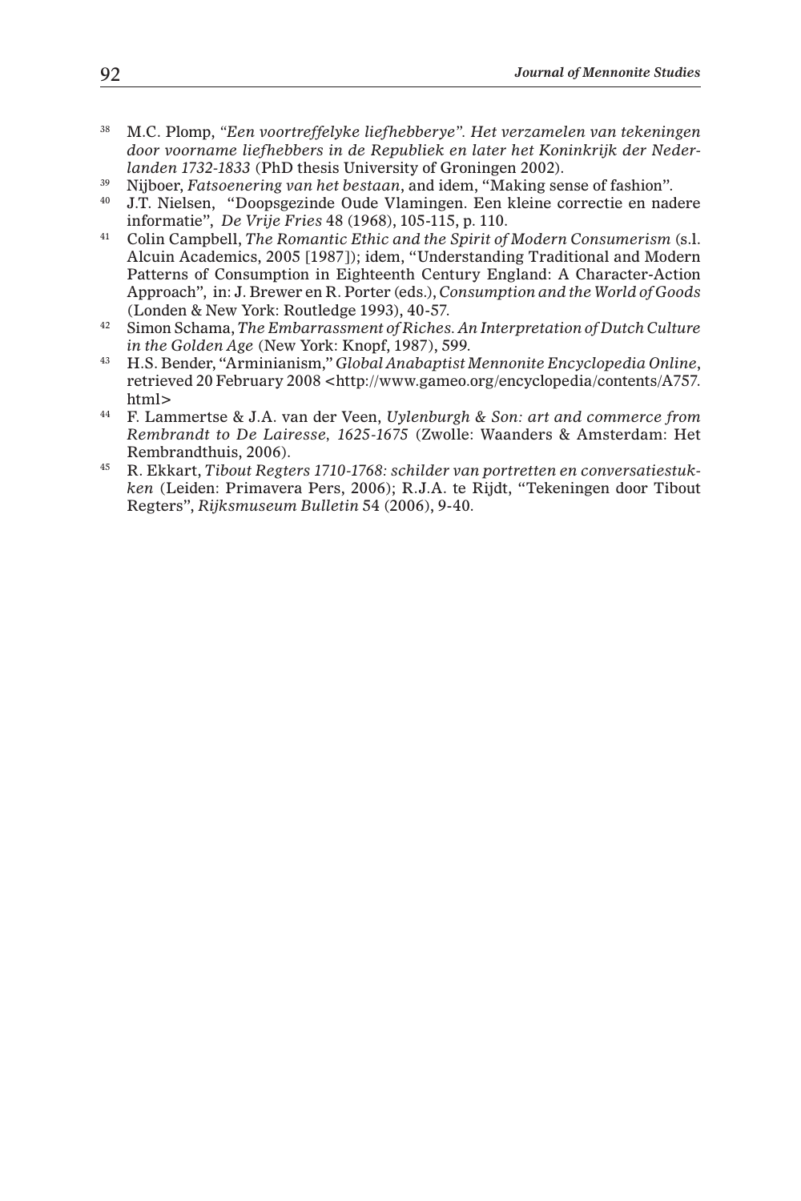38 M.C. Plomp, *"Een voortreffelyke liefhebberye". Het verzamelen van tekeningen door voorname liefhebbers in de Republiek en later het Koninkrijk der Nederlanden 1732-1833* (PhD thesis University of Groningen 2002).

39 Nijboer, *Fatsoenering van het bestaan*, and idem, "Making sense of fashion".

40 J.T. Nielsen, "Doopsgezinde Oude Vlamingen. Een kleine correctie en nadere informatie", *De Vrije Fries* 48 (1968), 105-115, p. 110.

41 Colin Campbell, *The Romantic Ethic and the Spirit of Modern Consumerism* (s.l. Alcuin Academics, 2005 [1987]); idem, "Understanding Traditional and Modern Patterns of Consumption in Eighteenth Century England: A Character-Action Approach", in: J. Brewer en R. Porter (eds.), *Consumption and the World of Goods* (Londen & New York: Routledge 1993), 40-57.

42 Simon Schama, *The Embarrassment of Riches. An Interpretation of Dutch Culture in the Golden Age* (New York: Knopf, 1987), 599.

43 H.S. Bender, "Arminianism," *Global Anabaptist Mennonite Encyclopedia Online*, retrieved 20 February 2008 <http://www.gameo.org/encyclopedia/contents/A757.html>

44 F. Lammertse & J.A. van der Veen, *Uylenburgh & Son: art and commerce from Rembrandt to De Lairesse, 1625-1675* (Zwolle: Waanders & Amsterdam: Het Rembrandthuis, 2006).

45 R. Ekkart, *Tibout Regters 1710-1768: schilder van portretten en conversatiestukken* (Leiden: Primavera Pers, 2006); R.J.A. te Rijdt, "Tekeningen door Tibout Regters", *Rijksmuseum Bulletin* 54 (2006), 9-40.